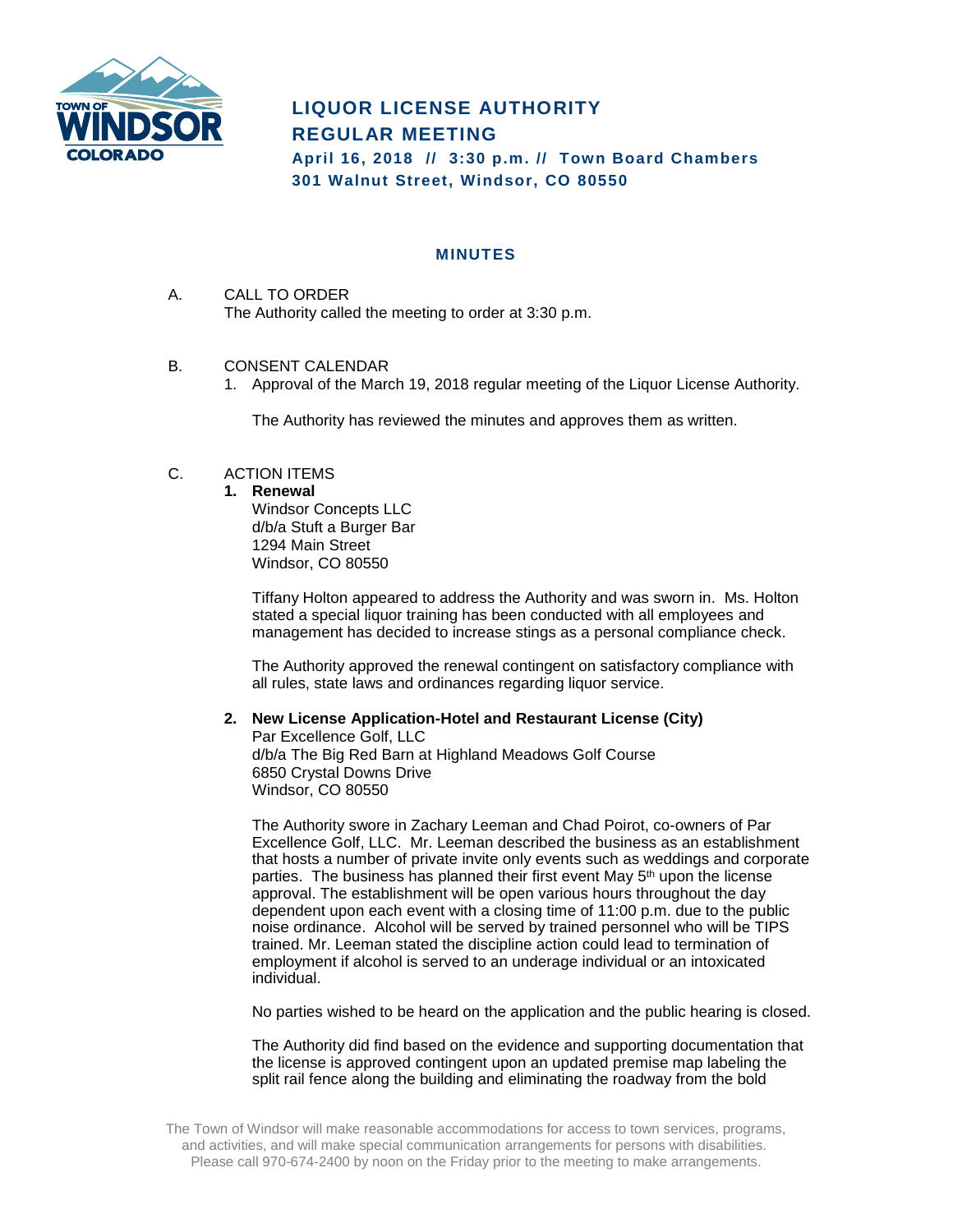# LIQUOR LICENSE AUTHORITY
# REGULAR MEETING

**April 16, 2018 // 3:30 p.m. // Town Board Chambers**
**301 Walnut Street, Windsor, CO 80550**

## MINUTES

A. CALL TO ORDER
The Authority called the meeting to order at 3:30 p.m.

B. CONSENT CALENDAR
1. Approval of the March 19, 2018 regular meeting of the Liquor License Authority.

   The Authority has reviewed the minutes and approves them as written.

C. ACTION ITEMS

**1. Renewal**
Windsor Concepts LLC
d/b/a Stuft a Burger Bar
1294 Main Street
Windsor, CO 80550

Tiffany Holton appeared to address the Authority and was sworn in. Ms. Holton stated a special liquor training has been conducted with all employees and management has decided to increase stings as a personal compliance check.

The Authority approved the renewal contingent on satisfactory compliance with all rules, state laws and ordinances regarding liquor service.

**2. New License Application-Hotel and Restaurant License (City)**
Par Excellence Golf, LLC
d/b/a The Big Red Barn at Highland Meadows Golf Course
6850 Crystal Downs Drive
Windsor, CO 80550

The Authority swore in Zachary Leeman and Chad Poirot, co-owners of Par Excellence Golf, LLC. Mr. Leeman described the business as an establishment that hosts a number of private invite only events such as weddings and corporate parties. The business has planned their first event May 5th upon the license approval. The establishment will be open various hours throughout the day dependent upon each event with a closing time of 11:00 p.m. due to the public noise ordinance. Alcohol will be served by trained personnel who will be TIPS trained. Mr. Leeman stated the discipline action could lead to termination of employment if alcohol is served to an underage individual or an intoxicated individual.

No parties wished to be heard on the application and the public hearing is closed.

The Authority did find based on the evidence and supporting documentation that the license is approved contingent upon an updated premise map labeling the split rail fence along the building and eliminating the roadway from the bold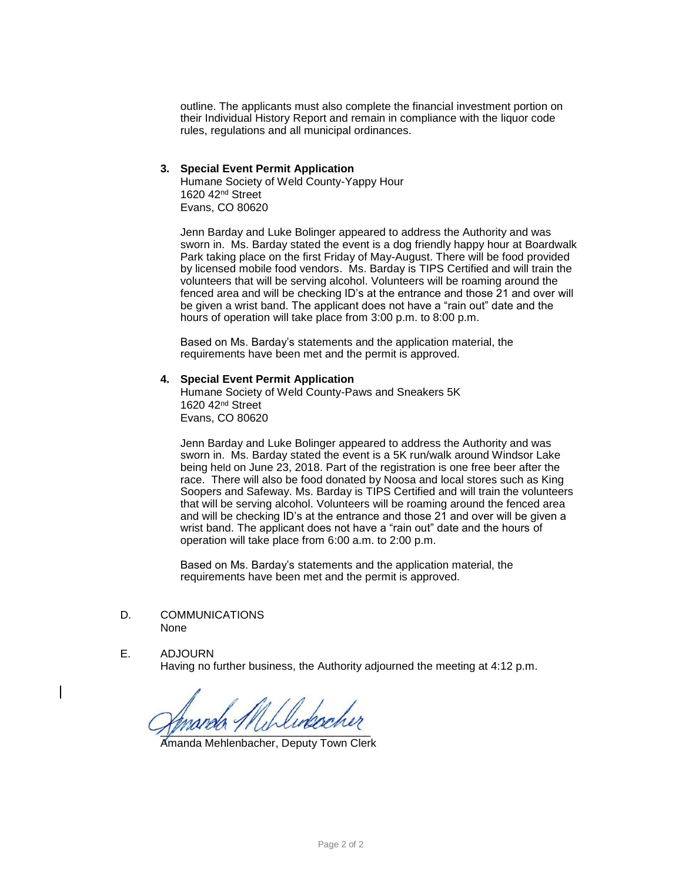outline. The applicants must also complete the financial investment portion on their Individual History Report and remain in compliance with the liquor code rules, regulations and all municipal ordinances.

3. **Special Event Permit Application**
   Humane Society of Weld County-Yappy Hour
   1620 42nd Street
   Evans, CO 80620

   Jenn Barday and Luke Bolinger appeared to address the Authority and was sworn in. Ms. Barday stated the event is a dog friendly happy hour at Boardwalk Park taking place on the first Friday of May-August. There will be food provided by licensed mobile food vendors. Ms. Barday is TIPS Certified and will train the volunteers that will be serving alcohol. Volunteers will be roaming around the fenced area and will be checking ID's at the entrance and those 21 and over will be given a wrist band. The applicant does not have a "rain out" date and the hours of operation will take place from 3:00 p.m. to 8:00 p.m.

   Based on Ms. Barday's statements and the application material, the requirements have been met and the permit is approved.

4. **Special Event Permit Application**
   Humane Society of Weld County-Paws and Sneakers 5K
   1620 42nd Street
   Evans, CO 80620

   Jenn Barday and Luke Bolinger appeared to address the Authority and was sworn in. Ms. Barday stated the event is a 5K run/walk around Windsor Lake being held on June 23, 2018. Part of the registration is one free beer after the race. There will also be food donated by Noosa and local stores such as King Soopers and Safeway. Ms. Barday is TIPS Certified and will train the volunteers that will be serving alcohol. Volunteers will be roaming around the fenced area and will be checking ID's at the entrance and those 21 and over will be given a wrist band. The applicant does not have a "rain out" date and the hours of operation will take place from 6:00 a.m. to 2:00 p.m.

   Based on Ms. Barday's statements and the application material, the requirements have been met and the permit is approved.

D. COMMUNICATIONS
   None

E. ADJOURN
   Having no further business, the Authority adjourned the meeting at 4:12 p.m.

Amanda Mehlenbacher

Amanda Mehlenbacher, Deputy Town Clerk